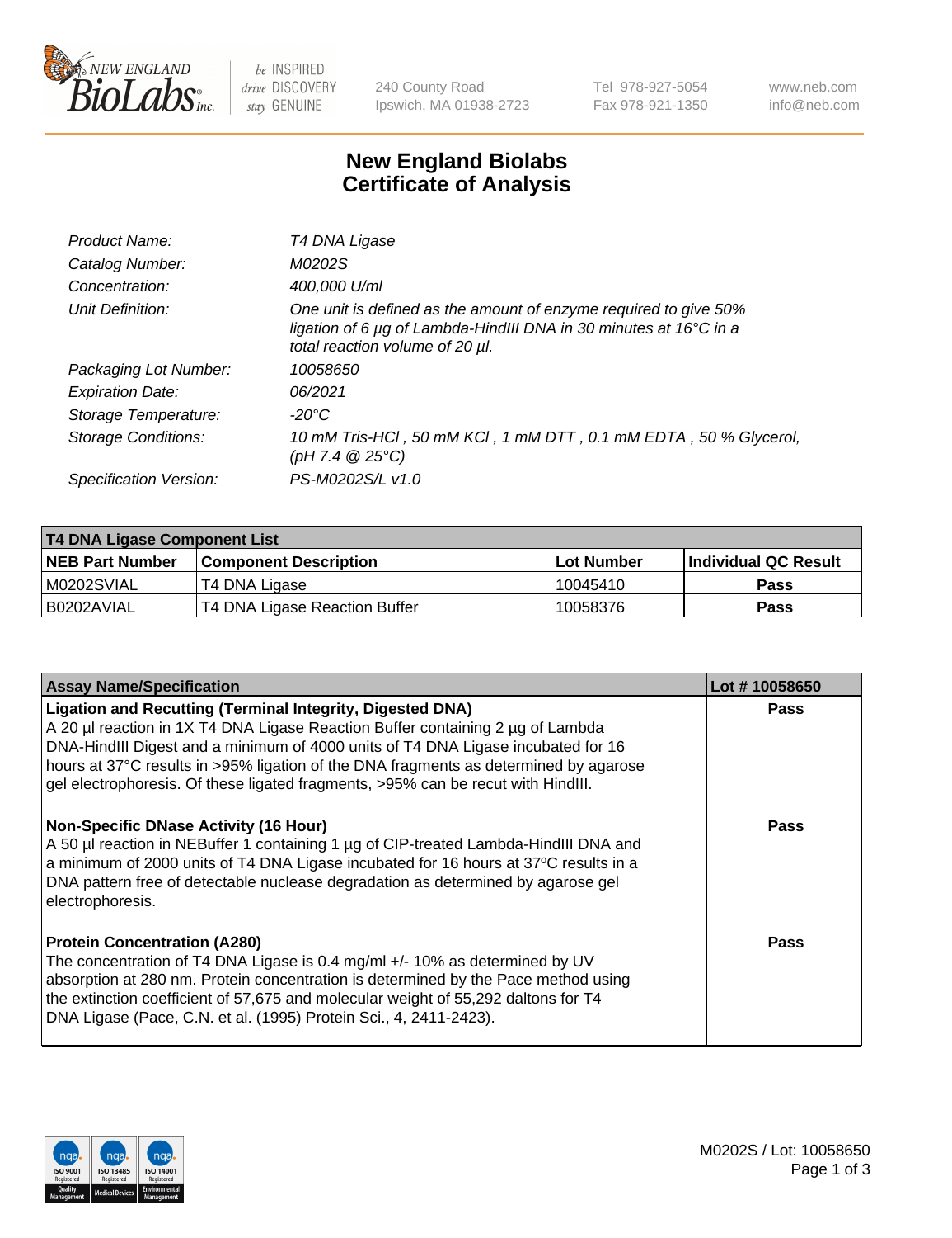New England Biolabs Inc. — be INSPIRED drive DISCOVERY stay GENUINE

240 County Road
Ipswich, MA 01938-2723

Tel 978-927-5054
Fax 978-921-1350

www.neb.com
info@neb.com

# New England Biolabs Certificate of Analysis

| | |
|---|---|
| *Product Name:* | *T4 DNA Ligase* |
| *Catalog Number:* | *M0202S* |
| *Concentration:* | *400,000 U/ml* |
| *Unit Definition:* | *One unit is defined as the amount of enzyme required to give 50% ligation of 6 µg of Lambda-HindIII DNA in 30 minutes at 16°C in a total reaction volume of 20 µl.* |
| *Packaging Lot Number:* | *10058650* |
| *Expiration Date:* | *06/2021* |
| *Storage Temperature:* | *-20°C* |
| *Storage Conditions:* | *10 mM Tris-HCl , 50 mM KCl , 1 mM DTT , 0.1 mM EDTA , 50 % Glycerol, (pH 7.4 @ 25°C)* |
| *Specification Version:* | *PS-M0202S/L v1.0* |

| T4 DNA Ligase Component List | | | |
|---|---|---|---|
| **NEB Part Number** | **Component Description** | **Lot Number** | **Individual QC Result** |
| M0202SVIAL | T4 DNA Ligase | 10045410 | Pass |
| B0202AVIAL | T4 DNA Ligase Reaction Buffer | 10058376 | Pass |

| Assay Name/Specification | Lot # 10058650 |
|---|---|
| **Ligation and Recutting (Terminal Integrity, Digested DNA)**<br>A 20 µl reaction in 1X T4 DNA Ligase Reaction Buffer containing 2 µg of Lambda DNA-HindIII Digest and a minimum of 4000 units of T4 DNA Ligase incubated for 16 hours at 37°C results in >95% ligation of the DNA fragments as determined by agarose gel electrophoresis. Of these ligated fragments, >95% can be recut with HindIII. | Pass |
| **Non-Specific DNase Activity (16 Hour)**<br>A 50 µl reaction in NEBuffer 1 containing 1 µg of CIP-treated Lambda-HindIII DNA and a minimum of 2000 units of T4 DNA Ligase incubated for 16 hours at 37ºC results in a DNA pattern free of detectable nuclease degradation as determined by agarose gel electrophoresis. | Pass |
| **Protein Concentration (A280)**<br>The concentration of T4 DNA Ligase is 0.4 mg/ml +/- 10% as determined by UV absorption at 280 nm. Protein concentration is determined by the Pace method using the extinction coefficient of 57,675 and molecular weight of 55,292 daltons for T4 DNA Ligase (Pace, C.N. et al. (1995) Protein Sci., 4, 2411-2423). | Pass |

M0202S / Lot: 10058650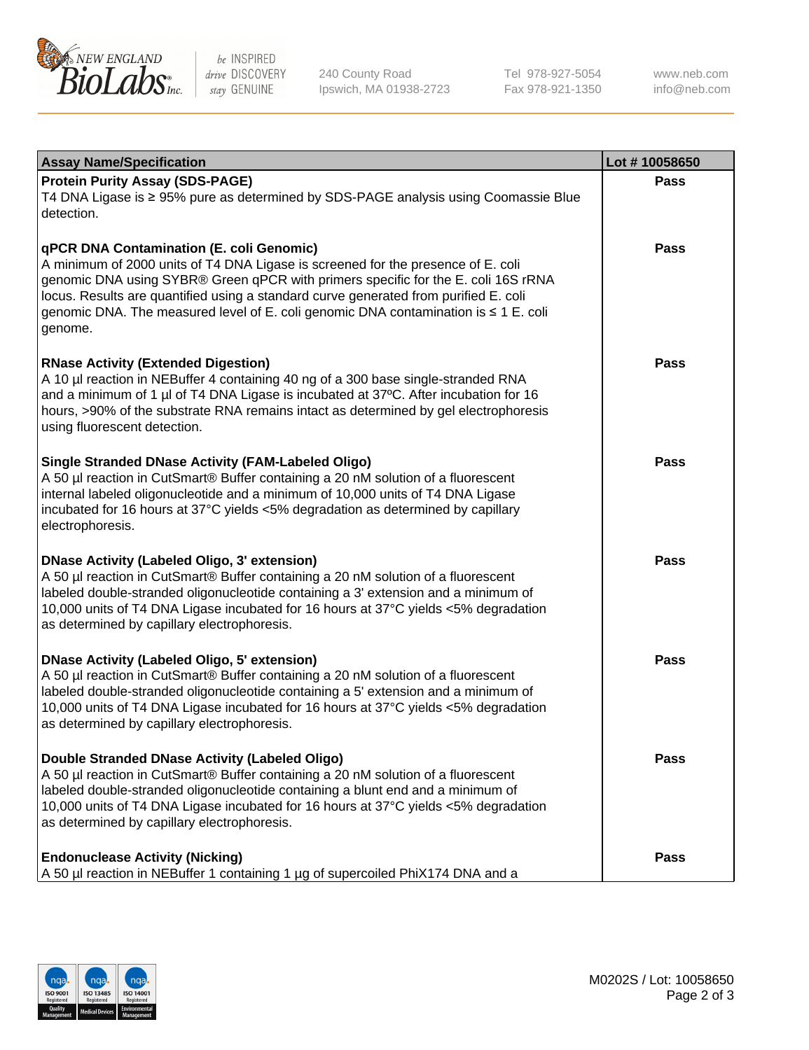| Assay Name/Specification | Lot # 10058650 |
| --- | --- |
| **Protein Purity Assay (SDS-PAGE)**<br>T4 DNA Ligase is ≥ 95% pure as determined by SDS-PAGE analysis using Coomassie Blue detection. | **Pass** |
| **qPCR DNA Contamination (E. coli Genomic)**<br>A minimum of 2000 units of T4 DNA Ligase is screened for the presence of E. coli genomic DNA using SYBR® Green qPCR with primers specific for the E. coli 16S rRNA locus. Results are quantified using a standard curve generated from purified E. coli genomic DNA. The measured level of E. coli genomic DNA contamination is ≤ 1 E. coli genome. | **Pass** |
| **RNase Activity (Extended Digestion)**<br>A 10 µl reaction in NEBuffer 4 containing 40 ng of a 300 base single-stranded RNA and a minimum of 1 µl of T4 DNA Ligase is incubated at 37ºC. After incubation for 16 hours, >90% of the substrate RNA remains intact as determined by gel electrophoresis using fluorescent detection. | **Pass** |
| **Single Stranded DNase Activity (FAM-Labeled Oligo)**<br>A 50 µl reaction in CutSmart® Buffer containing a 20 nM solution of a fluorescent internal labeled oligonucleotide and a minimum of 10,000 units of T4 DNA Ligase incubated for 16 hours at 37°C yields <5% degradation as determined by capillary electrophoresis. | **Pass** |
| **DNase Activity (Labeled Oligo, 3' extension)**<br>A 50 µl reaction in CutSmart® Buffer containing a 20 nM solution of a fluorescent labeled double-stranded oligonucleotide containing a 3' extension and a minimum of 10,000 units of T4 DNA Ligase incubated for 16 hours at 37°C yields <5% degradation as determined by capillary electrophoresis. | **Pass** |
| **DNase Activity (Labeled Oligo, 5' extension)**<br>A 50 µl reaction in CutSmart® Buffer containing a 20 nM solution of a fluorescent labeled double-stranded oligonucleotide containing a 5' extension and a minimum of 10,000 units of T4 DNA Ligase incubated for 16 hours at 37°C yields <5% degradation as determined by capillary electrophoresis. | **Pass** |
| **Double Stranded DNase Activity (Labeled Oligo)**<br>A 50 µl reaction in CutSmart® Buffer containing a 20 nM solution of a fluorescent labeled double-stranded oligonucleotide containing a blunt end and a minimum of 10,000 units of T4 DNA Ligase incubated for 16 hours at 37°C yields <5% degradation as determined by capillary electrophoresis. | **Pass** |
| **Endonuclease Activity (Nicking)**<br>A 50 µl reaction in NEBuffer 1 containing 1 µg of supercoiled PhiX174 DNA and a | **Pass** |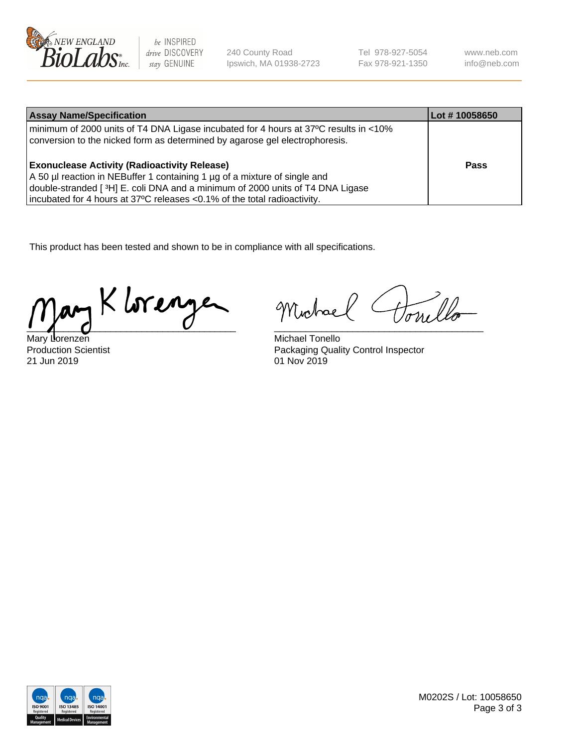| Assay Name/Specification | Lot # 10058650 |
|---|---|
| minimum of 2000 units of T4 DNA Ligase incubated for 4 hours at 37ºC results in <10% conversion to the nicked form as determined by agarose gel electrophoresis. | |
| **Exonuclease Activity (Radioactivity Release)** A 50 µl reaction in NEBuffer 1 containing 1 µg of a mixture of single and double-stranded [ $^3$H] E. coli DNA and a minimum of 2000 units of T4 DNA Ligase incubated for 4 hours at 37ºC releases <0.1% of the total radioactivity. | **Pass** |

This product has been tested and shown to be in compliance with all specifications.

Mary Lorenzen
Production Scientist
21 Jun 2019

Michael Tonello
Packaging Quality Control Inspector
01 Nov 2019

M0202S / Lot: 10058650